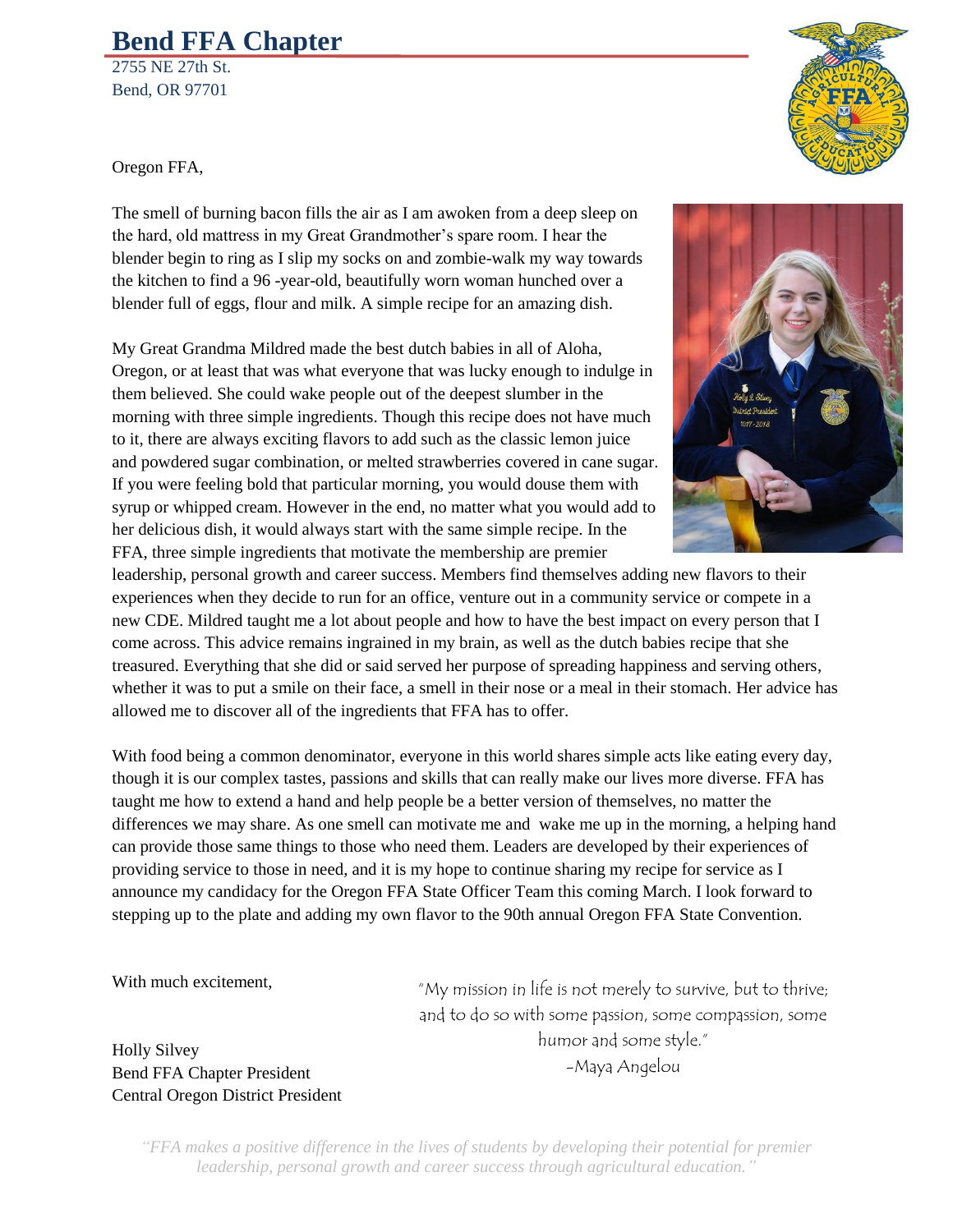# Bend FFA Chapter

2755 NE 27th St.
Bend, OR 97701

Oregon FFA,

The smell of burning bacon fills the air as I am awoken from a deep sleep on the hard, old mattress in my Great Grandmother's spare room. I hear the blender begin to ring as I slip my socks on and zombie-walk my way towards the kitchen to find a 96 -year-old, beautifully worn woman hunched over a blender full of eggs, flour and milk. A simple recipe for an amazing dish.

My Great Grandma Mildred made the best dutch babies in all of Aloha, Oregon, or at least that was what everyone that was lucky enough to indulge in them believed. She could wake people out of the deepest slumber in the morning with three simple ingredients. Though this recipe does not have much to it, there are always exciting flavors to add such as the classic lemon juice and powdered sugar combination, or melted strawberries covered in cane sugar. If you were feeling bold that particular morning, you would douse them with syrup or whipped cream. However in the end, no matter what you would add to her delicious dish, it would always start with the same simple recipe. In the FFA, three simple ingredients that motivate the membership are premier leadership, personal growth and career success. Members find themselves adding new flavors to their experiences when they decide to run for an office, venture out in a community service or compete in a new CDE. Mildred taught me a lot about people and how to have the best impact on every person that I come across. This advice remains ingrained in my brain, as well as the dutch babies recipe that she treasured. Everything that she did or said served her purpose of spreading happiness and serving others, whether it was to put a smile on their face, a smell in their nose or a meal in their stomach. Her advice has allowed me to discover all of the ingredients that FFA has to offer.

With food being a common denominator, everyone in this world shares simple acts like eating every day, though it is our complex tastes, passions and skills that can really make our lives more diverse. FFA has taught me how to extend a hand and help people be a better version of themselves, no matter the differences we may share. As one smell can motivate me and wake me up in the morning, a helping hand can provide those same things to those who need them. Leaders are developed by their experiences of providing service to those in need, and it is my hope to continue sharing my recipe for service as I announce my candidacy for the Oregon FFA State Officer Team this coming March. I look forward to stepping up to the plate and adding my own flavor to the 90th annual Oregon FFA State Convention.

With much excitement,

Holly Silvey
Bend FFA Chapter President
Central Oregon District President

"My mission in life is not merely to survive, but to thrive; and to do so with some passion, some compassion, some humor and some style."
-Maya Angelou

*"FFA makes a positive difference in the lives of students by developing their potential for premier leadership, personal growth and career success through agricultural education."*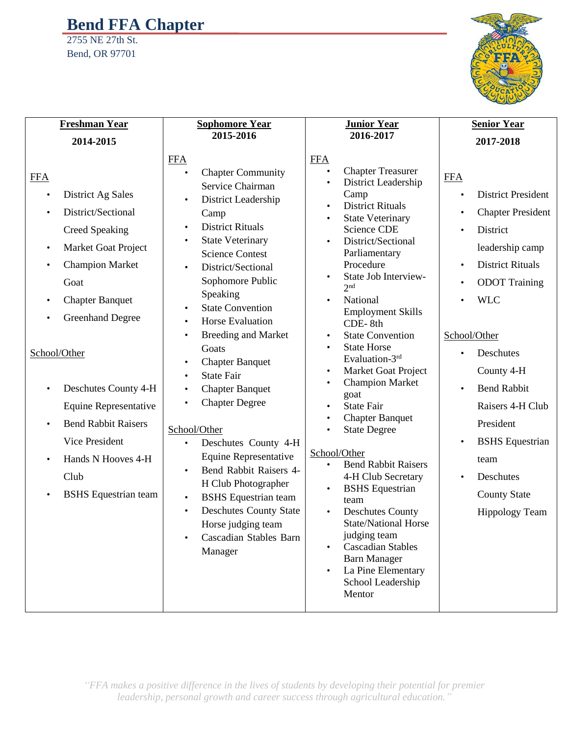# Bend FFA Chapter

2755 NE 27th St.
Bend, OR 97701

| Freshman Year 2014-2015 | Sophomore Year 2015-2016 | Junior Year 2016-2017 | Senior Year 2017-2018 |
|---|---|---|---|
| FFA<br>• District Ag Sales<br>• District/Sectional Creed Speaking<br>• Market Goat Project<br>• Champion Market Goat<br>• Chapter Banquet<br>• Greenhand Degree<br><br>School/Other<br>• Deschutes County 4-H Equine Representative<br>• Bend Rabbit Raisers Vice President<br>• Hands N Hooves 4-H Club<br>• BSHS Equestrian team | FFA<br>• Chapter Community Service Chairman<br>• District Leadership Camp<br>• District Rituals<br>• State Veterinary Science Contest<br>• District/Sectional Sophomore Public Speaking<br>• State Convention<br>• Horse Evaluation<br>• Breeding and Market Goats<br>• Chapter Banquet<br>• State Fair<br>• Chapter Banquet<br>• Chapter Degree<br><br>School/Other<br>• Deschutes County 4-H Equine Representative<br>• Bend Rabbit Raisers 4-H Club Photographer<br>• BSHS Equestrian team<br>• Deschutes County State Horse judging team<br>• Cascadian Stables Barn Manager | FFA<br>• Chapter Treasurer<br>• District Leadership Camp<br>• District Rituals<br>• State Veterinary Science CDE<br>• District/Sectional Parliamentary Procedure<br>• State Job Interview-2nd<br>• National Employment Skills CDE- 8th<br>• State Convention<br>• State Horse Evaluation-3rd<br>• Market Goat Project<br>• Champion Market goat<br>• State Fair<br>• Chapter Banquet<br>• State Degree<br><br>School/Other<br>• Bend Rabbit Raisers 4-H Club Secretary<br>• BSHS Equestrian team<br>• Deschutes County State/National Horse judging team<br>• Cascadian Stables Barn Manager<br>• La Pine Elementary School Leadership Mentor | FFA<br>• District President<br>• Chapter President<br>• District leadership camp<br>• District Rituals<br>• ODOT Training<br>• WLC<br><br>School/Other<br>• Deschutes County 4-H<br>• Bend Rabbit Raisers 4-H Club President<br>• BSHS Equestrian team<br>• Deschutes County State Hippology Team |

*"FFA makes a positive difference in the lives of students by developing their potential for premier leadership, personal growth and career success through agricultural education."*